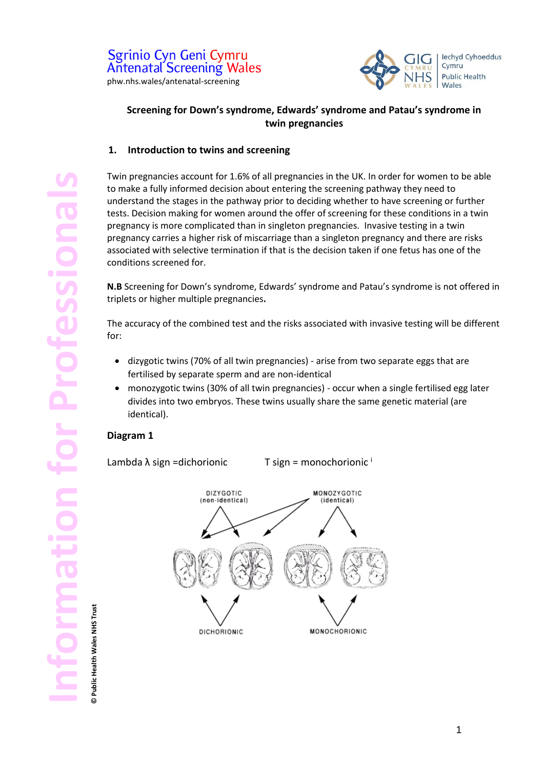Sgrinio Cyn Geni Cymru
Antenatal Screening Wales
phw.nhs.wales/antenatal-screening

# Screening for Down's syndrome, Edwards' syndrome and Patau's syndrome in twin pregnancies

## 1. Introduction to twins and screening

Twin pregnancies account for 1.6% of all pregnancies in the UK. In order for women to be able to make a fully informed decision about entering the screening pathway they need to understand the stages in the pathway prior to deciding whether to have screening or further tests. Decision making for women around the offer of screening for these conditions in a twin pregnancy is more complicated than in singleton pregnancies. Invasive testing in a twin pregnancy carries a higher risk of miscarriage than a singleton pregnancy and there are risks associated with selective termination if that is the decision taken if one fetus has one of the conditions screened for.

**N.B** Screening for Down's syndrome, Edwards' syndrome and Patau's syndrome is not offered in triplets or higher multiple pregnancies**.**

The accuracy of the combined test and the risks associated with invasive testing will be different for:

- dizygotic twins (70% of all twin pregnancies) - arise from two separate eggs that are fertilised by separate sperm and are non-identical
- monozygotic twins (30% of all twin pregnancies) - occur when a single fertilised egg later divides into two embryos. These twins usually share the same genetic material (are identical).

**Diagram 1**

Lambda λ sign =dichorionic T sign = monochorionic [i]

DIZYGOTIC (non-identical)
MONOZYGOTIC (identical)
DICHORIONIC
MONOCHORIONIC

© Public Health Wales NHS Trust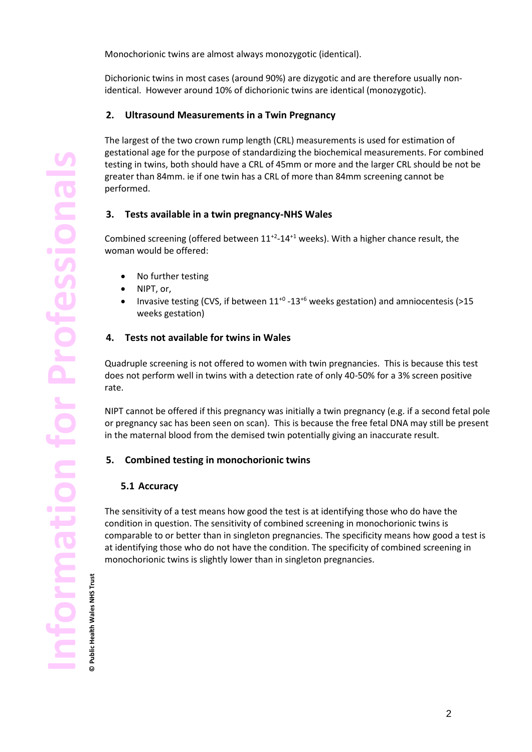Monochorionic twins are almost always monozygotic (identical).

Dichorionic twins in most cases (around 90%) are dizygotic and are therefore usually non-identical. However around 10% of dichorionic twins are identical (monozygotic).

## 2. Ultrasound Measurements in a Twin Pregnancy

The largest of the two crown rump length (CRL) measurements is used for estimation of gestational age for the purpose of standardizing the biochemical measurements. For combined testing in twins, both should have a CRL of 45mm or more and the larger CRL should be not be greater than 84mm. ie if one twin has a CRL of more than 84mm screening cannot be performed.

## 3. Tests available in a twin pregnancy-NHS Wales

Combined screening (offered between $11^{+2}$-$14^{+1}$ weeks). With a higher chance result, the woman would be offered:

- No further testing
- NIPT, or,
- Invasive testing (CVS, if between $11^{+0}$ -$13^{+6}$ weeks gestation) and amniocentesis (>15 weeks gestation)

## 4. Tests not available for twins in Wales

Quadruple screening is not offered to women with twin pregnancies. This is because this test does not perform well in twins with a detection rate of only 40-50% for a 3% screen positive rate.

NIPT cannot be offered if this pregnancy was initially a twin pregnancy (e.g. if a second fetal pole or pregnancy sac has been seen on scan). This is because the free fetal DNA may still be present in the maternal blood from the demised twin potentially giving an inaccurate result.

## 5. Combined testing in monochorionic twins

### 5.1 Accuracy

The sensitivity of a test means how good the test is at identifying those who do have the condition in question. The sensitivity of combined screening in monochorionic twins is comparable to or better than in singleton pregnancies. The specificity means how good a test is at identifying those who do not have the condition. The specificity of combined screening in monochorionic twins is slightly lower than in singleton pregnancies.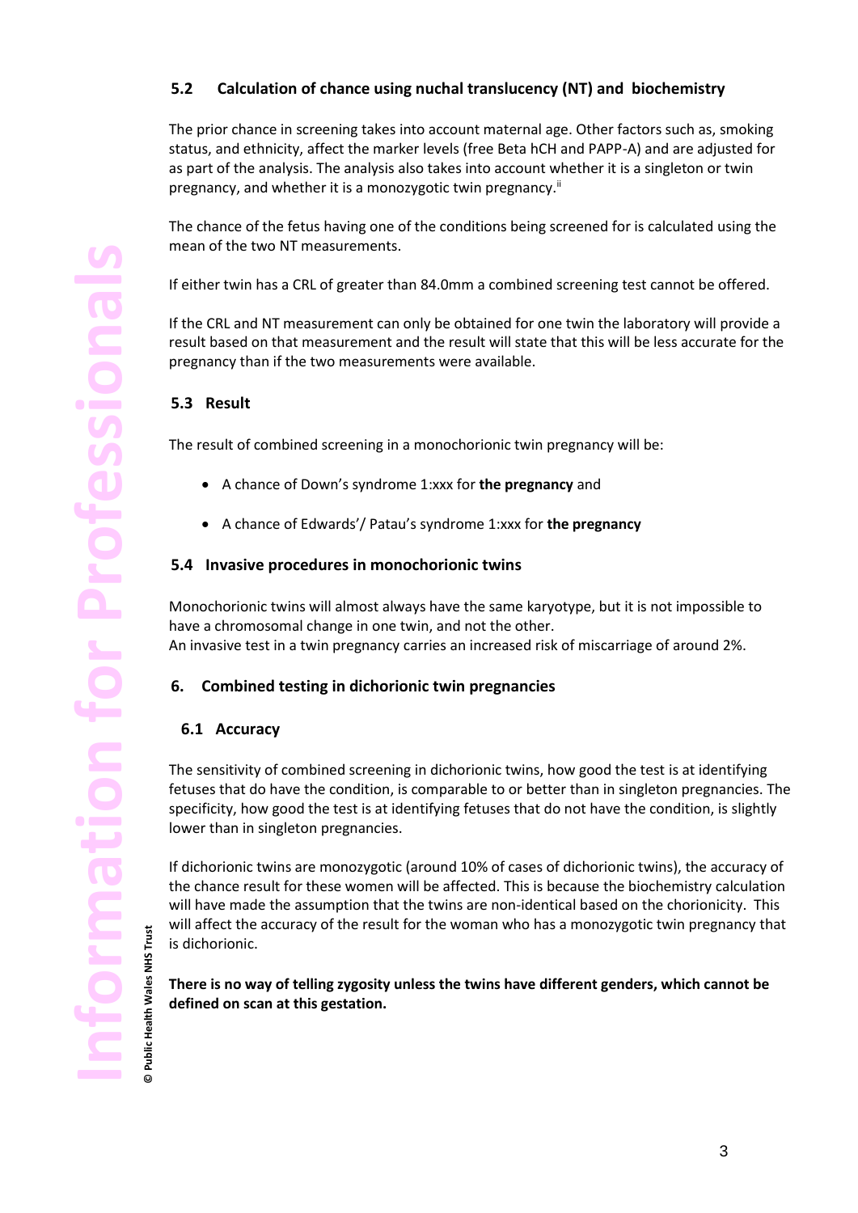### 5.2 Calculation of chance using nuchal translucency (NT) and biochemistry

The prior chance in screening takes into account maternal age. Other factors such as, smoking status, and ethnicity, affect the marker levels (free Beta hCH and PAPP-A) and are adjusted for as part of the analysis. The analysis also takes into account whether it is a singleton or twin pregnancy, and whether it is a monozygotic twin pregnancy.[ii]

The chance of the fetus having one of the conditions being screened for is calculated using the mean of the two NT measurements.

If either twin has a CRL of greater than 84.0mm a combined screening test cannot be offered.

If the CRL and NT measurement can only be obtained for one twin the laboratory will provide a result based on that measurement and the result will state that this will be less accurate for the pregnancy than if the two measurements were available.

### 5.3 Result

The result of combined screening in a monochorionic twin pregnancy will be:

- A chance of Down's syndrome 1:xxx for **the pregnancy** and
- A chance of Edwards'/ Patau's syndrome 1:xxx for **the pregnancy**

### 5.4 Invasive procedures in monochorionic twins

Monochorionic twins will almost always have the same karyotype, but it is not impossible to have a chromosomal change in one twin, and not the other.
An invasive test in a twin pregnancy carries an increased risk of miscarriage of around 2%.

## 6. Combined testing in dichorionic twin pregnancies

### 6.1 Accuracy

The sensitivity of combined screening in dichorionic twins, how good the test is at identifying fetuses that do have the condition, is comparable to or better than in singleton pregnancies. The specificity, how good the test is at identifying fetuses that do not have the condition, is slightly lower than in singleton pregnancies.

If dichorionic twins are monozygotic (around 10% of cases of dichorionic twins), the accuracy of the chance result for these women will be affected. This is because the biochemistry calculation will have made the assumption that the twins are non-identical based on the chorionicity. This will affect the accuracy of the result for the woman who has a monozygotic twin pregnancy that is dichorionic.

**There is no way of telling zygosity unless the twins have different genders, which cannot be defined on scan at this gestation.**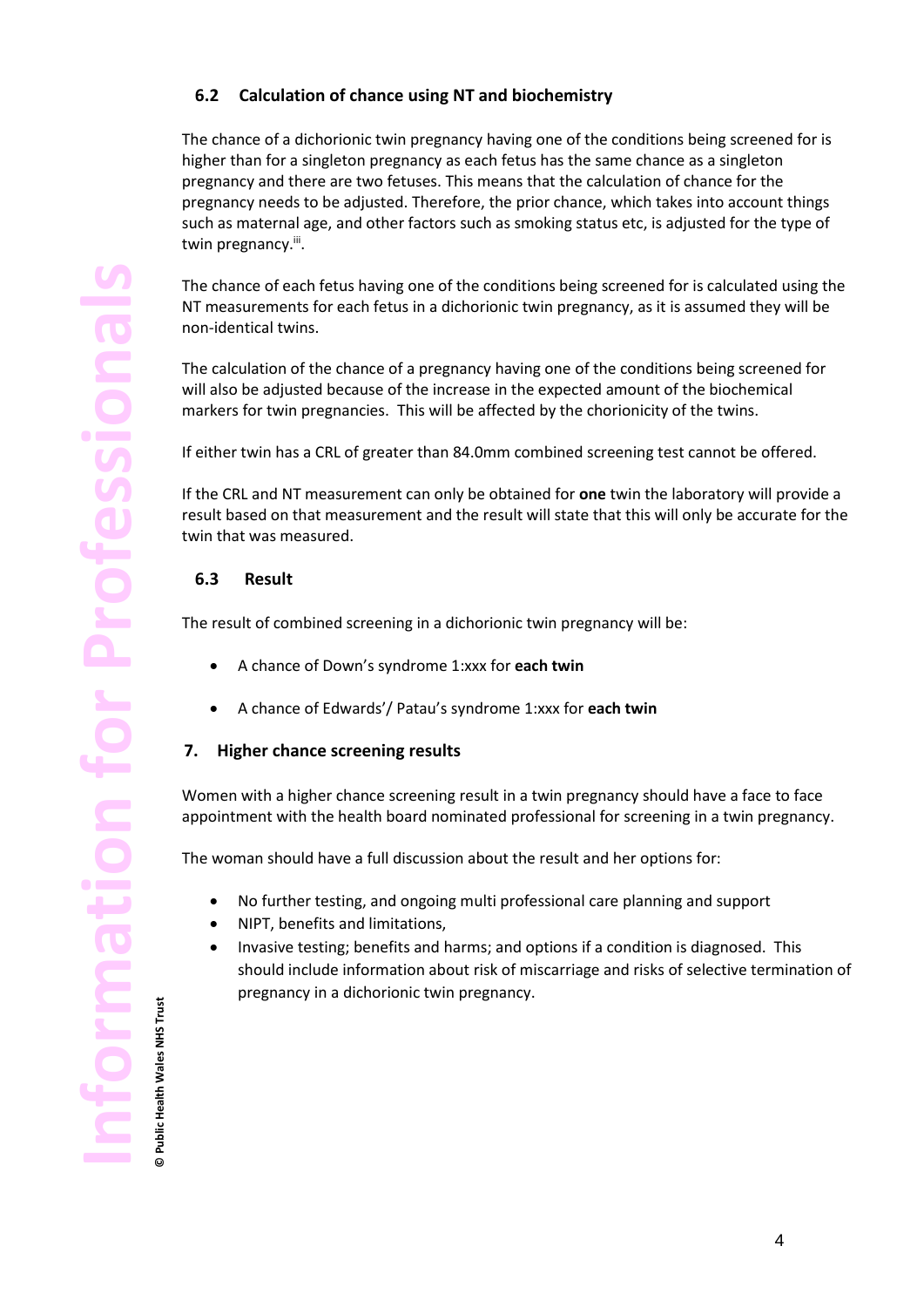### 6.2 Calculation of chance using NT and biochemistry

The chance of a dichorionic twin pregnancy having one of the conditions being screened for is higher than for a singleton pregnancy as each fetus has the same chance as a singleton pregnancy and there are two fetuses. This means that the calculation of chance for the pregnancy needs to be adjusted. Therefore, the prior chance, which takes into account things such as maternal age, and other factors such as smoking status etc, is adjusted for the type of twin pregnancy.[iii].

The chance of each fetus having one of the conditions being screened for is calculated using the NT measurements for each fetus in a dichorionic twin pregnancy, as it is assumed they will be non-identical twins.

The calculation of the chance of a pregnancy having one of the conditions being screened for will also be adjusted because of the increase in the expected amount of the biochemical markers for twin pregnancies. This will be affected by the chorionicity of the twins.

If either twin has a CRL of greater than 84.0mm combined screening test cannot be offered.

If the CRL and NT measurement can only be obtained for **one** twin the laboratory will provide a result based on that measurement and the result will state that this will only be accurate for the twin that was measured.

### 6.3 Result

The result of combined screening in a dichorionic twin pregnancy will be:

- A chance of Down's syndrome 1:xxx for **each twin**
- A chance of Edwards'/ Patau's syndrome 1:xxx for **each twin**

## 7. Higher chance screening results

Women with a higher chance screening result in a twin pregnancy should have a face to face appointment with the health board nominated professional for screening in a twin pregnancy.

The woman should have a full discussion about the result and her options for:

- No further testing, and ongoing multi professional care planning and support
- NIPT, benefits and limitations,
- Invasive testing; benefits and harms; and options if a condition is diagnosed. This should include information about risk of miscarriage and risks of selective termination of pregnancy in a dichorionic twin pregnancy.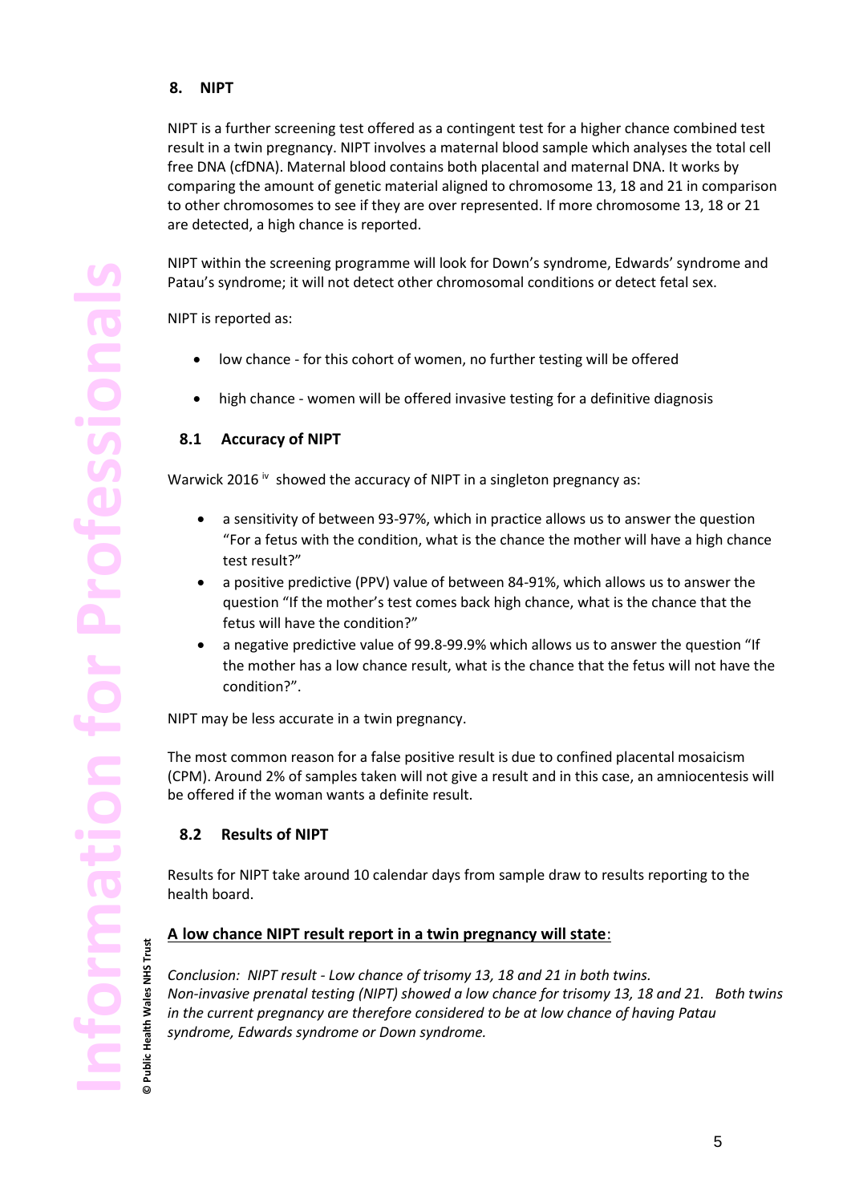## 8. NIPT

NIPT is a further screening test offered as a contingent test for a higher chance combined test result in a twin pregnancy. NIPT involves a maternal blood sample which analyses the total cell free DNA (cfDNA). Maternal blood contains both placental and maternal DNA. It works by comparing the amount of genetic material aligned to chromosome 13, 18 and 21 in comparison to other chromosomes to see if they are over represented. If more chromosome 13, 18 or 21 are detected, a high chance is reported.

NIPT within the screening programme will look for Down's syndrome, Edwards' syndrome and Patau's syndrome; it will not detect other chromosomal conditions or detect fetal sex.

NIPT is reported as:

- low chance - for this cohort of women, no further testing will be offered
- high chance - women will be offered invasive testing for a definitive diagnosis

### 8.1 Accuracy of NIPT

Warwick 2016 [iv] showed the accuracy of NIPT in a singleton pregnancy as:

- a sensitivity of between 93-97%, which in practice allows us to answer the question "For a fetus with the condition, what is the chance the mother will have a high chance test result?"
- a positive predictive (PPV) value of between 84-91%, which allows us to answer the question "If the mother's test comes back high chance, what is the chance that the fetus will have the condition?"
- a negative predictive value of 99.8-99.9% which allows us to answer the question "If the mother has a low chance result, what is the chance that the fetus will not have the condition?".

NIPT may be less accurate in a twin pregnancy.

The most common reason for a false positive result is due to confined placental mosaicism (CPM). Around 2% of samples taken will not give a result and in this case, an amniocentesis will be offered if the woman wants a definite result.

### 8.2 Results of NIPT

Results for NIPT take around 10 calendar days from sample draw to results reporting to the health board.

**A low chance NIPT result report in a twin pregnancy will state**:

*Conclusion: NIPT result - Low chance of trisomy 13, 18 and 21 in both twins.*
*Non-invasive prenatal testing (NIPT) showed a low chance for trisomy 13, 18 and 21. Both twins in the current pregnancy are therefore considered to be at low chance of having Patau syndrome, Edwards syndrome or Down syndrome.*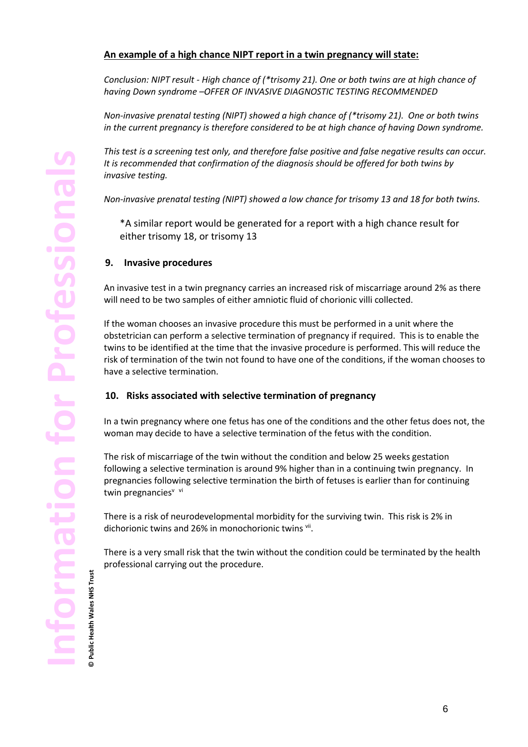**An example of a high chance NIPT report in a twin pregnancy will state:**

*Conclusion: NIPT result - High chance of (*trisomy 21). One or both twins are at high chance of having Down syndrome –OFFER OF INVASIVE DIAGNOSTIC TESTING RECOMMENDED*

*Non-invasive prenatal testing (NIPT) showed a high chance of (*trisomy 21). One or both twins in the current pregnancy is therefore considered to be at high chance of having Down syndrome.*

*This test is a screening test only, and therefore false positive and false negative results can occur. It is recommended that confirmation of the diagnosis should be offered for both twins by invasive testing.*

*Non-invasive prenatal testing (NIPT) showed a low chance for trisomy 13 and 18 for both twins.*

> *A similar report would be generated for a report with a high chance result for either trisomy 18, or trisomy 13

## 9. Invasive procedures

An invasive test in a twin pregnancy carries an increased risk of miscarriage around 2% as there will need to be two samples of either amniotic fluid of chorionic villi collected.

If the woman chooses an invasive procedure this must be performed in a unit where the obstetrician can perform a selective termination of pregnancy if required. This is to enable the twins to be identified at the time that the invasive procedure is performed. This will reduce the risk of termination of the twin not found to have one of the conditions, if the woman chooses to have a selective termination.

## 10. Risks associated with selective termination of pregnancy

In a twin pregnancy where one fetus has one of the conditions and the other fetus does not, the woman may decide to have a selective termination of the fetus with the condition.

The risk of miscarriage of the twin without the condition and below 25 weeks gestation following a selective termination is around 9% higher than in a continuing twin pregnancy. In pregnancies following selective termination the birth of fetuses is earlier than for continuing twin pregnancies[v] [vi]

There is a risk of neurodevelopmental morbidity for the surviving twin. This risk is 2% in dichorionic twins and 26% in monochorionic twins [vii].

There is a very small risk that the twin without the condition could be terminated by the health professional carrying out the procedure.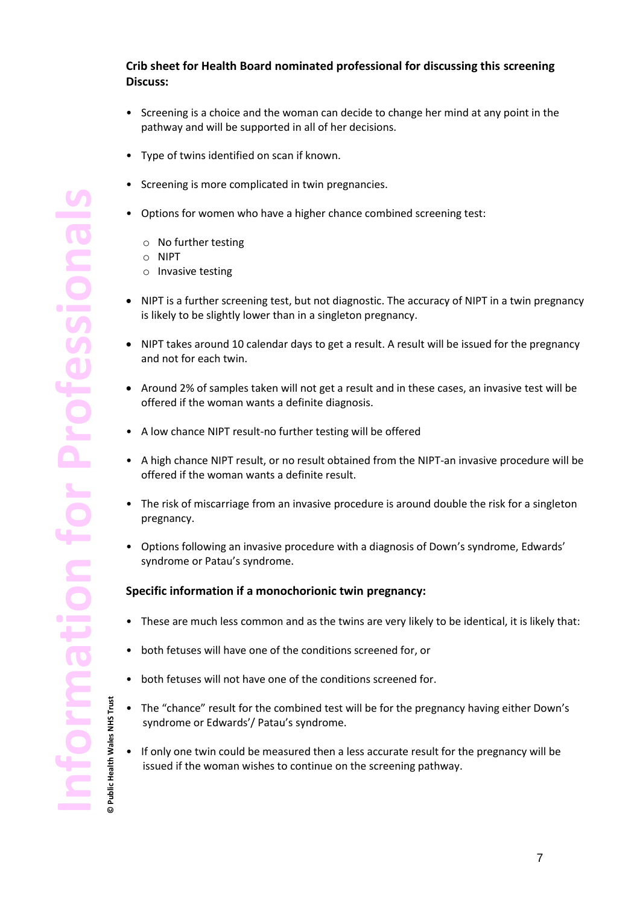**Crib sheet for Health Board nominated professional for discussing this screening**
**Discuss:**

- Screening is a choice and the woman can decide to change her mind at any point in the pathway and will be supported in all of her decisions.
- Type of twins identified on scan if known.
- Screening is more complicated in twin pregnancies.
- Options for women who have a higher chance combined screening test:
  - No further testing
  - NIPT
  - Invasive testing
- NIPT is a further screening test, but not diagnostic. The accuracy of NIPT in a twin pregnancy is likely to be slightly lower than in a singleton pregnancy.
- NIPT takes around 10 calendar days to get a result. A result will be issued for the pregnancy and not for each twin.
- Around 2% of samples taken will not get a result and in these cases, an invasive test will be offered if the woman wants a definite diagnosis.
- A low chance NIPT result-no further testing will be offered
- A high chance NIPT result, or no result obtained from the NIPT-an invasive procedure will be offered if the woman wants a definite result.
- The risk of miscarriage from an invasive procedure is around double the risk for a singleton pregnancy.
- Options following an invasive procedure with a diagnosis of Down's syndrome, Edwards' syndrome or Patau's syndrome.

**Specific information if a monochorionic twin pregnancy:**

- These are much less common and as the twins are very likely to be identical, it is likely that:
- both fetuses will have one of the conditions screened for, or
- both fetuses will not have one of the conditions screened for.
- The "chance" result for the combined test will be for the pregnancy having either Down's syndrome or Edwards'/ Patau's syndrome.
- If only one twin could be measured then a less accurate result for the pregnancy will be issued if the woman wishes to continue on the screening pathway.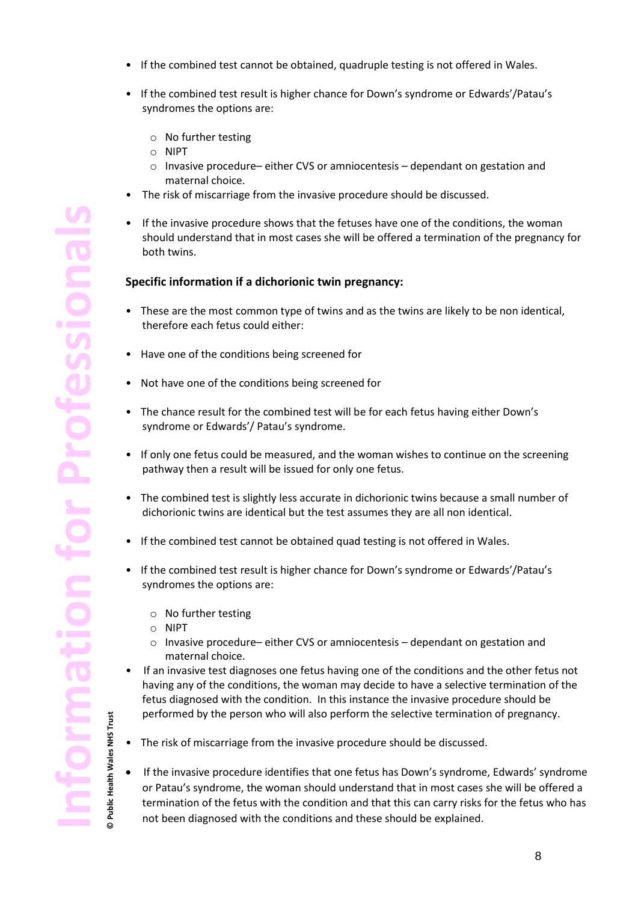- If the combined test cannot be obtained, quadruple testing is not offered in Wales.
- If the combined test result is higher chance for Down's syndrome or Edwards'/Patau's syndromes the options are:
  - No further testing
  - NIPT
  - Invasive procedure– either CVS or amniocentesis – dependant on gestation and maternal choice.
- The risk of miscarriage from the invasive procedure should be discussed.
- If the invasive procedure shows that the fetuses have one of the conditions, the woman should understand that in most cases she will be offered a termination of the pregnancy for both twins.

**Specific information if a dichorionic twin pregnancy:**

- These are the most common type of twins and as the twins are likely to be non identical, therefore each fetus could either:
- Have one of the conditions being screened for
- Not have one of the conditions being screened for
- The chance result for the combined test will be for each fetus having either Down's syndrome or Edwards'/ Patau's syndrome.
- If only one fetus could be measured, and the woman wishes to continue on the screening pathway then a result will be issued for only one fetus.
- The combined test is slightly less accurate in dichorionic twins because a small number of dichorionic twins are identical but the test assumes they are all non identical.
- If the combined test cannot be obtained quad testing is not offered in Wales.
- If the combined test result is higher chance for Down's syndrome or Edwards'/Patau's syndromes the options are:
  - No further testing
  - NIPT
  - Invasive procedure– either CVS or amniocentesis – dependant on gestation and maternal choice.
- If an invasive test diagnoses one fetus having one of the conditions and the other fetus not having any of the conditions, the woman may decide to have a selective termination of the fetus diagnosed with the condition. In this instance the invasive procedure should be performed by the person who will also perform the selective termination of pregnancy.
- The risk of miscarriage from the invasive procedure should be discussed.
- If the invasive procedure identifies that one fetus has Down's syndrome, Edwards' syndrome or Patau's syndrome, the woman should understand that in most cases she will be offered a termination of the fetus with the condition and that this can carry risks for the fetus who has not been diagnosed with the conditions and these should be explained.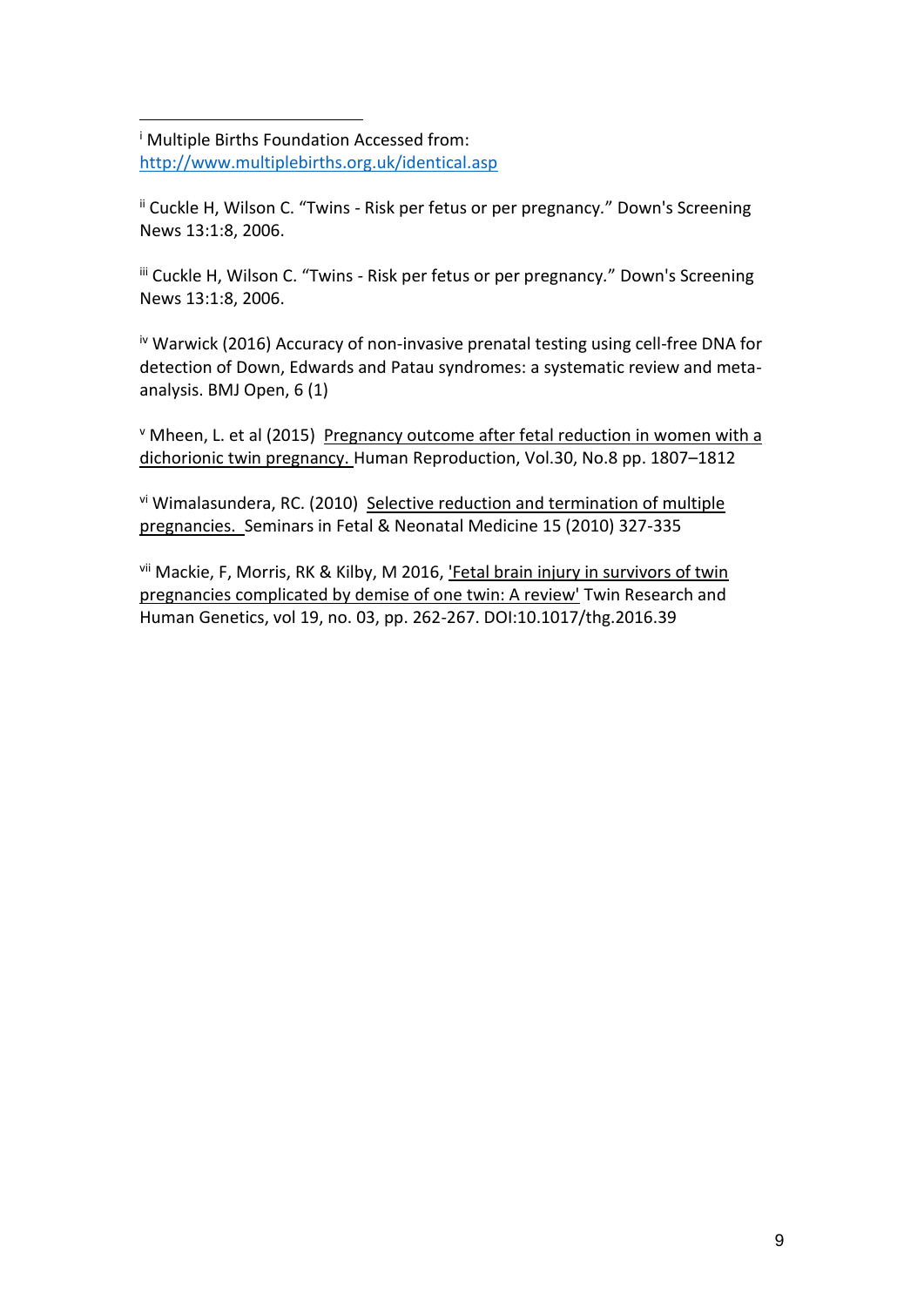[i] Multiple Births Foundation Accessed from: http://www.multiplebirths.org.uk/identical.asp

[ii] Cuckle H, Wilson C. “Twins - Risk per fetus or per pregnancy.” Down's Screening News 13:1:8, 2006.

[iii] Cuckle H, Wilson C. “Twins - Risk per fetus or per pregnancy.” Down's Screening News 13:1:8, 2006.

[iv] Warwick (2016) Accuracy of non-invasive prenatal testing using cell-free DNA for detection of Down, Edwards and Patau syndromes: a systematic review and meta-analysis. BMJ Open, 6 (1)

[v] Mheen, L. et al (2015) Pregnancy outcome after fetal reduction in women with a dichorionic twin pregnancy. Human Reproduction, Vol.30, No.8 pp. 1807–1812

[vi] Wimalasundera, RC. (2010) Selective reduction and termination of multiple pregnancies. Seminars in Fetal & Neonatal Medicine 15 (2010) 327-335

[vii] Mackie, F, Morris, RK & Kilby, M 2016, 'Fetal brain injury in survivors of twin pregnancies complicated by demise of one twin: A review' Twin Research and Human Genetics, vol 19, no. 03, pp. 262-267. DOI:10.1017/thg.2016.39